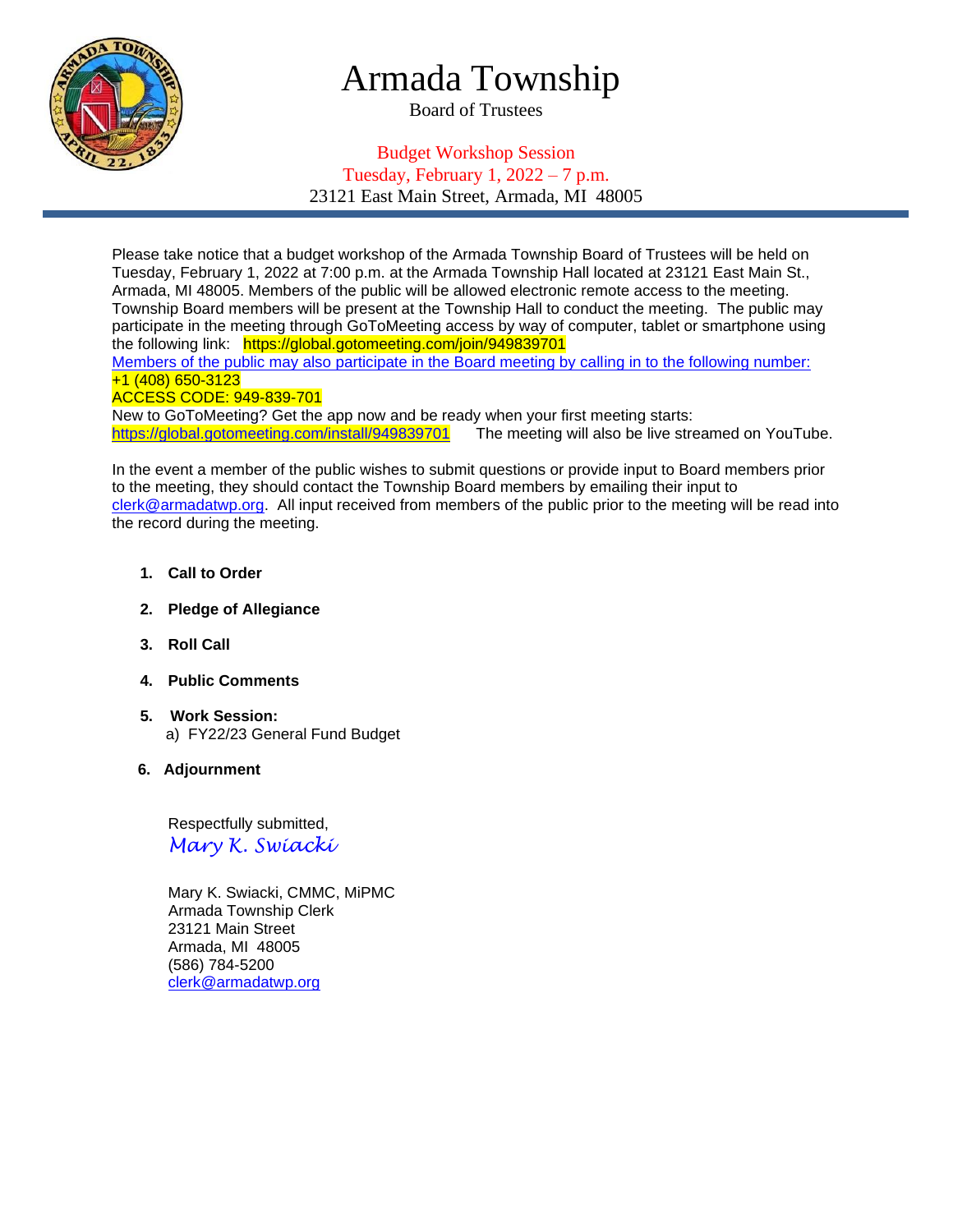# Armada Township

Board of Trustees

Budget Workshop Session
Tuesday, February 1, 2022 – 7 p.m.
23121 East Main Street, Armada, MI 48005

---

Please take notice that a budget workshop of the Armada Township Board of Trustees will be held on Tuesday, February 1, 2022 at 7:00 p.m. at the Armada Township Hall located at 23121 East Main St., Armada, MI 48005. Members of the public will be allowed electronic remote access to the meeting. Township Board members will be present at the Township Hall to conduct the meeting. The public may participate in the meeting through GoToMeeting access by way of computer, tablet or smartphone using the following link: https://global.gotomeeting.com/join/949839701
Members of the public may also participate in the Board meeting by calling in to the following number:
+1 (408) 650-3123
ACCESS CODE: 949-839-701
New to GoToMeeting? Get the app now and be ready when your first meeting starts:
https://global.gotomeeting.com/install/949839701 The meeting will also be live streamed on YouTube.

In the event a member of the public wishes to submit questions or provide input to Board members prior to the meeting, they should contact the Township Board members by emailing their input to clerk@armadatwp.org. All input received from members of the public prior to the meeting will be read into the record during the meeting.

1. **Call to Order**
2. **Pledge of Allegiance**
3. **Roll Call**
4. **Public Comments**
5. **Work Session:**
   a) FY22/23 General Fund Budget
6. **Adjournment**

Respectfully submitted,
*Mary K. Swiacki*

Mary K. Swiacki, CMMC, MiPMC
Armada Township Clerk
23121 Main Street
Armada, MI 48005
(586) 784-5200
clerk@armadatwp.org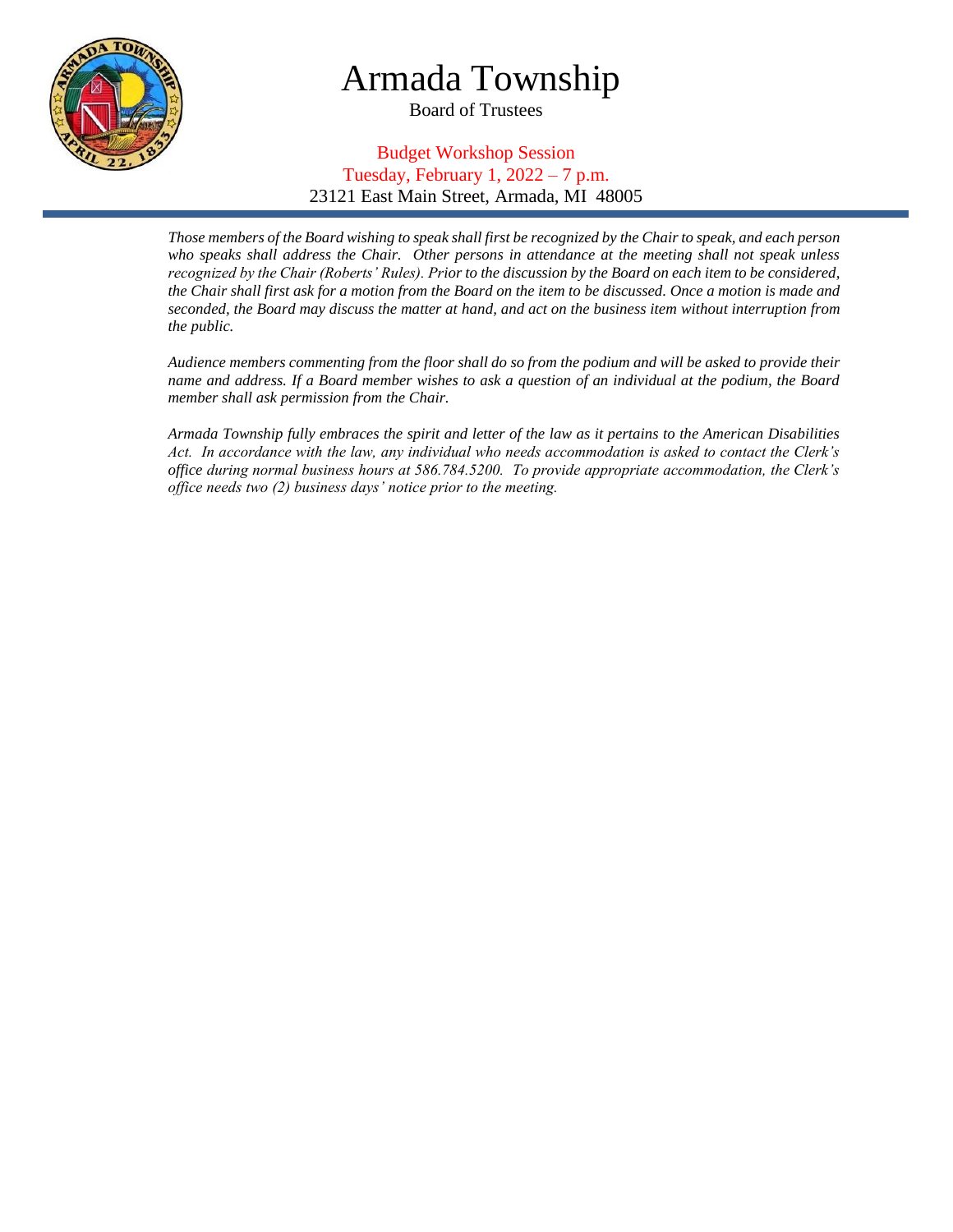# Armada Township

Board of Trustees

Budget Workshop Session
Tuesday, February 1, 2022 – 7 p.m.
23121 East Main Street, Armada, MI 48005

---

*Those members of the Board wishing to speak shall first be recognized by the Chair to speak, and each person who speaks shall address the Chair. Other persons in attendance at the meeting shall not speak unless recognized by the Chair (Roberts' Rules). Prior to the discussion by the Board on each item to be considered, the Chair shall first ask for a motion from the Board on the item to be discussed. Once a motion is made and seconded, the Board may discuss the matter at hand, and act on the business item without interruption from the public.*

*Audience members commenting from the floor shall do so from the podium and will be asked to provide their name and address. If a Board member wishes to ask a question of an individual at the podium, the Board member shall ask permission from the Chair.*

*Armada Township fully embraces the spirit and letter of the law as it pertains to the American Disabilities Act. In accordance with the law, any individual who needs accommodation is asked to contact the Clerk's office during normal business hours at 586.784.5200. To provide appropriate accommodation, the Clerk's office needs two (2) business days' notice prior to the meeting.*